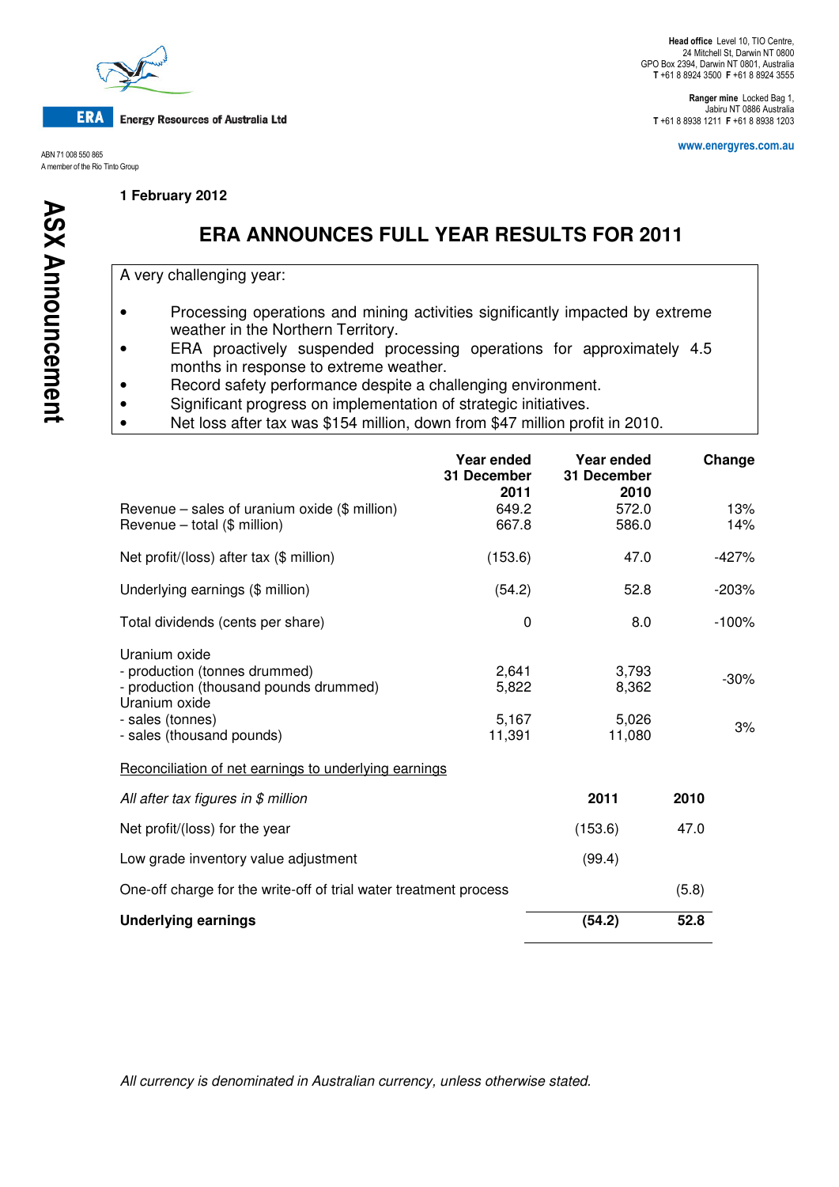**ERA** Energy Resources of Australia Ltd

ABN 71 008 550 865
A member of the Rio Tinto Group

**Head office** Level 10, TIO Centre,
24 Mitchell St, Darwin NT 0800
GPO Box 2394, Darwin NT 0801, Australia
**T** +61 8 8924 3500 **F** +61 8 8924 3555

**Ranger mine** Locked Bag 1,
Jabiru NT 0886 Australia
**T** +61 8 8938 1211 **F** +61 8 8938 1203

www.energyres.com.au

**ASX Announcement**

**1 February 2012**

# ERA ANNOUNCES FULL YEAR RESULTS FOR 2011

A very challenging year:

- Processing operations and mining activities significantly impacted by extreme weather in the Northern Territory.
- ERA proactively suspended processing operations for approximately 4.5 months in response to extreme weather.
- Record safety performance despite a challenging environment.
- Significant progress on implementation of strategic initiatives.
- Net loss after tax was $154 million, down from $47 million profit in 2010.

| | Year ended 31 December 2011 | Year ended 31 December 2010 | Change |
|---|---|---|---|
| Revenue – sales of uranium oxide ($ million) | 649.2 | 572.0 | 13% |
| Revenue – total ($ million) | 667.8 | 586.0 | 14% |
| Net profit/(loss) after tax ($ million) | (153.6) | 47.0 | -427% |
| Underlying earnings ($ million) | (54.2) | 52.8 | -203% |
| Total dividends (cents per share) | 0 | 8.0 | -100% |
| Uranium oxide | | | |
| - production (tonnes drummed) | 2,641 | 3,793 | -30% |
| - production (thousand pounds drummed) | 5,822 | 8,362 | |
| Uranium oxide | | | |
| - sales (tonnes) | 5,167 | 5,026 | 3% |
| - sales (thousand pounds) | 11,391 | 11,080 | |

<u>Reconciliation of net earnings to underlying earnings</u>

| *All after tax figures in $ million* | 2011 | 2010 |
|---|---|---|
| Net profit/(loss) for the year | (153.6) | 47.0 |
| Low grade inventory value adjustment | (99.4) | |
| One-off charge for the write-off of trial water treatment process | | (5.8) |
| **Underlying earnings** | **(54.2)** | **52.8** |

*All currency is denominated in Australian currency, unless otherwise stated.*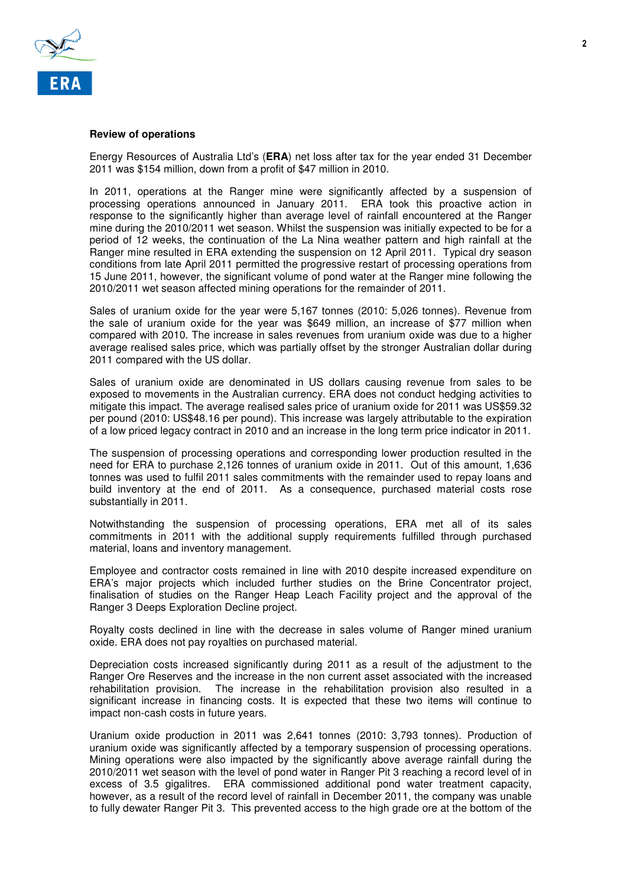**Review of operations**

Energy Resources of Australia Ltd's (**ERA**) net loss after tax for the year ended 31 December 2011 was $154 million, down from a profit of $47 million in 2010.

In 2011, operations at the Ranger mine were significantly affected by a suspension of processing operations announced in January 2011. ERA took this proactive action in response to the significantly higher than average level of rainfall encountered at the Ranger mine during the 2010/2011 wet season. Whilst the suspension was initially expected to be for a period of 12 weeks, the continuation of the La Nina weather pattern and high rainfall at the Ranger mine resulted in ERA extending the suspension on 12 April 2011. Typical dry season conditions from late April 2011 permitted the progressive restart of processing operations from 15 June 2011, however, the significant volume of pond water at the Ranger mine following the 2010/2011 wet season affected mining operations for the remainder of 2011.

Sales of uranium oxide for the year were 5,167 tonnes (2010: 5,026 tonnes). Revenue from the sale of uranium oxide for the year was $649 million, an increase of $77 million when compared with 2010. The increase in sales revenues from uranium oxide was due to a higher average realised sales price, which was partially offset by the stronger Australian dollar during 2011 compared with the US dollar.

Sales of uranium oxide are denominated in US dollars causing revenue from sales to be exposed to movements in the Australian currency. ERA does not conduct hedging activities to mitigate this impact. The average realised sales price of uranium oxide for 2011 was US$59.32 per pound (2010: US$48.16 per pound). This increase was largely attributable to the expiration of a low priced legacy contract in 2010 and an increase in the long term price indicator in 2011.

The suspension of processing operations and corresponding lower production resulted in the need for ERA to purchase 2,126 tonnes of uranium oxide in 2011. Out of this amount, 1,636 tonnes was used to fulfil 2011 sales commitments with the remainder used to repay loans and build inventory at the end of 2011. As a consequence, purchased material costs rose substantially in 2011.

Notwithstanding the suspension of processing operations, ERA met all of its sales commitments in 2011 with the additional supply requirements fulfilled through purchased material, loans and inventory management.

Employee and contractor costs remained in line with 2010 despite increased expenditure on ERA's major projects which included further studies on the Brine Concentrator project, finalisation of studies on the Ranger Heap Leach Facility project and the approval of the Ranger 3 Deeps Exploration Decline project.

Royalty costs declined in line with the decrease in sales volume of Ranger mined uranium oxide. ERA does not pay royalties on purchased material.

Depreciation costs increased significantly during 2011 as a result of the adjustment to the Ranger Ore Reserves and the increase in the non current asset associated with the increased rehabilitation provision. The increase in the rehabilitation provision also resulted in a significant increase in financing costs. It is expected that these two items will continue to impact non-cash costs in future years.

Uranium oxide production in 2011 was 2,641 tonnes (2010: 3,793 tonnes). Production of uranium oxide was significantly affected by a temporary suspension of processing operations. Mining operations were also impacted by the significantly above average rainfall during the 2010/2011 wet season with the level of pond water in Ranger Pit 3 reaching a record level of in excess of 3.5 gigalitres. ERA commissioned additional pond water treatment capacity, however, as a result of the record level of rainfall in December 2011, the company was unable to fully dewater Ranger Pit 3. This prevented access to the high grade ore at the bottom of the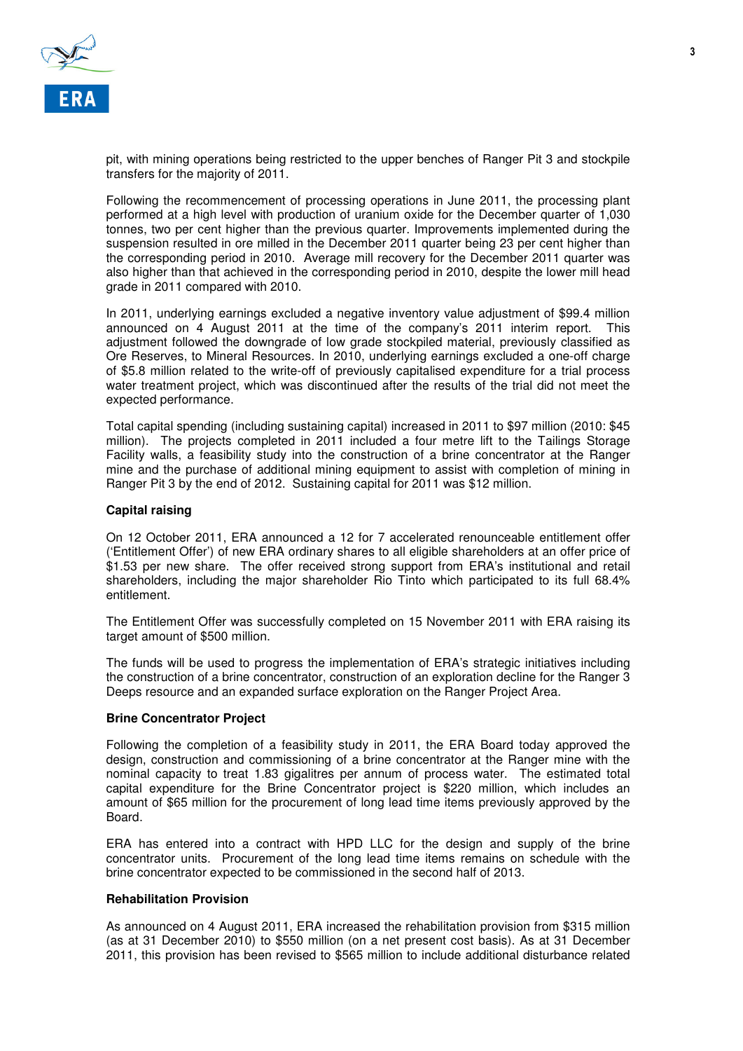pit, with mining operations being restricted to the upper benches of Ranger Pit 3 and stockpile transfers for the majority of 2011.

Following the recommencement of processing operations in June 2011, the processing plant performed at a high level with production of uranium oxide for the December quarter of 1,030 tonnes, two per cent higher than the previous quarter. Improvements implemented during the suspension resulted in ore milled in the December 2011 quarter being 23 per cent higher than the corresponding period in 2010. Average mill recovery for the December 2011 quarter was also higher than that achieved in the corresponding period in 2010, despite the lower mill head grade in 2011 compared with 2010.

In 2011, underlying earnings excluded a negative inventory value adjustment of $99.4 million announced on 4 August 2011 at the time of the company's 2011 interim report. This adjustment followed the downgrade of low grade stockpiled material, previously classified as Ore Reserves, to Mineral Resources. In 2010, underlying earnings excluded a one-off charge of $5.8 million related to the write-off of previously capitalised expenditure for a trial process water treatment project, which was discontinued after the results of the trial did not meet the expected performance.

Total capital spending (including sustaining capital) increased in 2011 to $97 million (2010: $45 million). The projects completed in 2011 included a four metre lift to the Tailings Storage Facility walls, a feasibility study into the construction of a brine concentrator at the Ranger mine and the purchase of additional mining equipment to assist with completion of mining in Ranger Pit 3 by the end of 2012. Sustaining capital for 2011 was $12 million.

**Capital raising**

On 12 October 2011, ERA announced a 12 for 7 accelerated renounceable entitlement offer ('Entitlement Offer') of new ERA ordinary shares to all eligible shareholders at an offer price of $1.53 per new share. The offer received strong support from ERA's institutional and retail shareholders, including the major shareholder Rio Tinto which participated to its full 68.4% entitlement.

The Entitlement Offer was successfully completed on 15 November 2011 with ERA raising its target amount of $500 million.

The funds will be used to progress the implementation of ERA's strategic initiatives including the construction of a brine concentrator, construction of an exploration decline for the Ranger 3 Deeps resource and an expanded surface exploration on the Ranger Project Area.

**Brine Concentrator Project**

Following the completion of a feasibility study in 2011, the ERA Board today approved the design, construction and commissioning of a brine concentrator at the Ranger mine with the nominal capacity to treat 1.83 gigalitres per annum of process water. The estimated total capital expenditure for the Brine Concentrator project is $220 million, which includes an amount of $65 million for the procurement of long lead time items previously approved by the Board.

ERA has entered into a contract with HPD LLC for the design and supply of the brine concentrator units. Procurement of the long lead time items remains on schedule with the brine concentrator expected to be commissioned in the second half of 2013.

**Rehabilitation Provision**

As announced on 4 August 2011, ERA increased the rehabilitation provision from $315 million (as at 31 December 2010) to $550 million (on a net present cost basis). As at 31 December 2011, this provision has been revised to $565 million to include additional disturbance related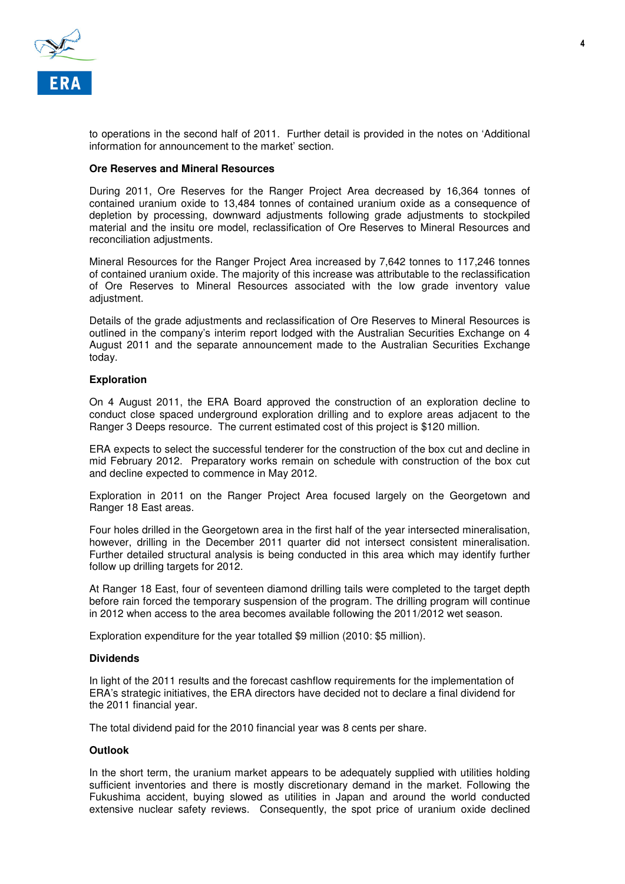to operations in the second half of 2011. Further detail is provided in the notes on 'Additional information for announcement to the market' section.

**Ore Reserves and Mineral Resources**

During 2011, Ore Reserves for the Ranger Project Area decreased by 16,364 tonnes of contained uranium oxide to 13,484 tonnes of contained uranium oxide as a consequence of depletion by processing, downward adjustments following grade adjustments to stockpiled material and the insitu ore model, reclassification of Ore Reserves to Mineral Resources and reconciliation adjustments.

Mineral Resources for the Ranger Project Area increased by 7,642 tonnes to 117,246 tonnes of contained uranium oxide. The majority of this increase was attributable to the reclassification of Ore Reserves to Mineral Resources associated with the low grade inventory value adjustment.

Details of the grade adjustments and reclassification of Ore Reserves to Mineral Resources is outlined in the company's interim report lodged with the Australian Securities Exchange on 4 August 2011 and the separate announcement made to the Australian Securities Exchange today.

**Exploration**

On 4 August 2011, the ERA Board approved the construction of an exploration decline to conduct close spaced underground exploration drilling and to explore areas adjacent to the Ranger 3 Deeps resource. The current estimated cost of this project is $120 million.

ERA expects to select the successful tenderer for the construction of the box cut and decline in mid February 2012. Preparatory works remain on schedule with construction of the box cut and decline expected to commence in May 2012.

Exploration in 2011 on the Ranger Project Area focused largely on the Georgetown and Ranger 18 East areas.

Four holes drilled in the Georgetown area in the first half of the year intersected mineralisation, however, drilling in the December 2011 quarter did not intersect consistent mineralisation. Further detailed structural analysis is being conducted in this area which may identify further follow up drilling targets for 2012.

At Ranger 18 East, four of seventeen diamond drilling tails were completed to the target depth before rain forced the temporary suspension of the program. The drilling program will continue in 2012 when access to the area becomes available following the 2011/2012 wet season.

Exploration expenditure for the year totalled $9 million (2010: $5 million).

**Dividends**

In light of the 2011 results and the forecast cashflow requirements for the implementation of ERA's strategic initiatives, the ERA directors have decided not to declare a final dividend for the 2011 financial year.

The total dividend paid for the 2010 financial year was 8 cents per share.

**Outlook**

In the short term, the uranium market appears to be adequately supplied with utilities holding sufficient inventories and there is mostly discretionary demand in the market. Following the Fukushima accident, buying slowed as utilities in Japan and around the world conducted extensive nuclear safety reviews. Consequently, the spot price of uranium oxide declined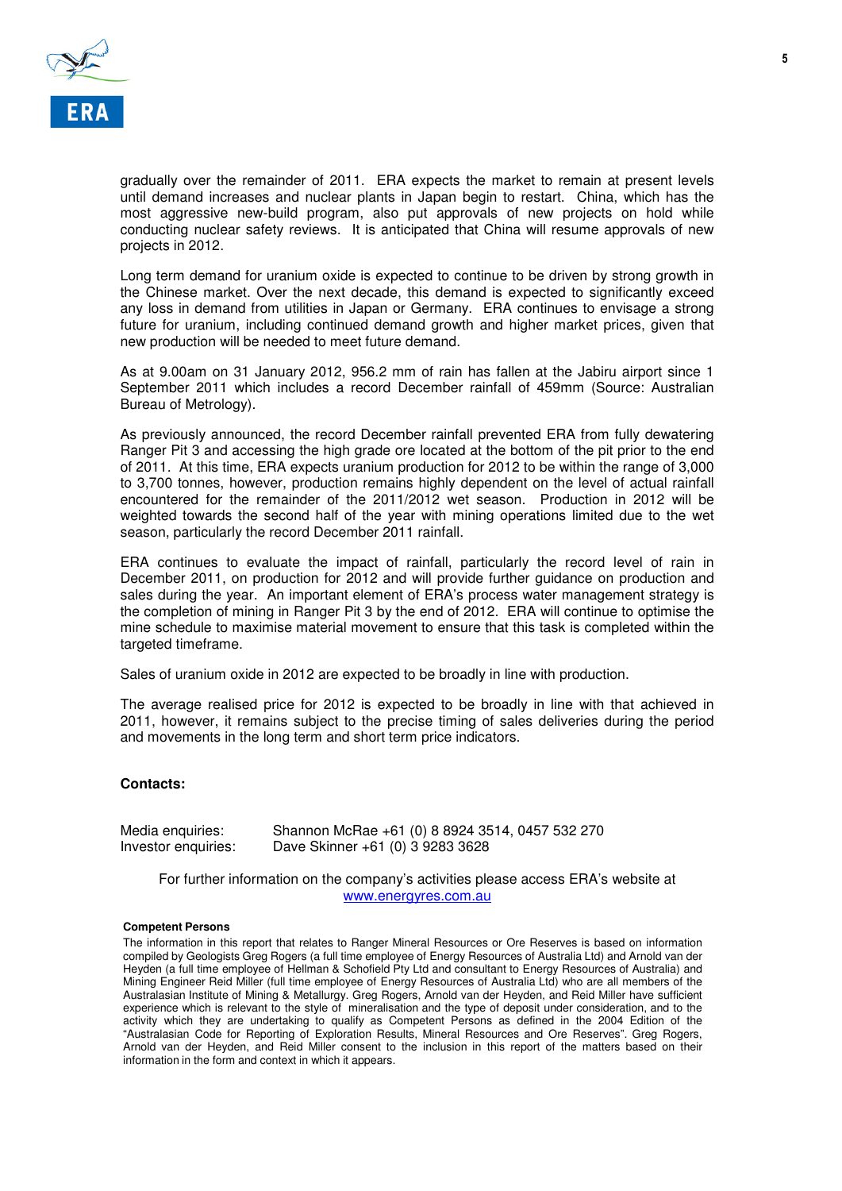gradually over the remainder of 2011. ERA expects the market to remain at present levels until demand increases and nuclear plants in Japan begin to restart. China, which has the most aggressive new-build program, also put approvals of new projects on hold while conducting nuclear safety reviews. It is anticipated that China will resume approvals of new projects in 2012.

Long term demand for uranium oxide is expected to continue to be driven by strong growth in the Chinese market. Over the next decade, this demand is expected to significantly exceed any loss in demand from utilities in Japan or Germany. ERA continues to envisage a strong future for uranium, including continued demand growth and higher market prices, given that new production will be needed to meet future demand.

As at 9.00am on 31 January 2012, 956.2 mm of rain has fallen at the Jabiru airport since 1 September 2011 which includes a record December rainfall of 459mm (Source: Australian Bureau of Metrology).

As previously announced, the record December rainfall prevented ERA from fully dewatering Ranger Pit 3 and accessing the high grade ore located at the bottom of the pit prior to the end of 2011. At this time, ERA expects uranium production for 2012 to be within the range of 3,000 to 3,700 tonnes, however, production remains highly dependent on the level of actual rainfall encountered for the remainder of the 2011/2012 wet season. Production in 2012 will be weighted towards the second half of the year with mining operations limited due to the wet season, particularly the record December 2011 rainfall.

ERA continues to evaluate the impact of rainfall, particularly the record level of rain in December 2011, on production for 2012 and will provide further guidance on production and sales during the year. An important element of ERA's process water management strategy is the completion of mining in Ranger Pit 3 by the end of 2012. ERA will continue to optimise the mine schedule to maximise material movement to ensure that this task is completed within the targeted timeframe.

Sales of uranium oxide in 2012 are expected to be broadly in line with production.

The average realised price for 2012 is expected to be broadly in line with that achieved in 2011, however, it remains subject to the precise timing of sales deliveries during the period and movements in the long term and short term price indicators.

**Contacts:**

Media enquiries: Shannon McRae +61 (0) 8 8924 3514, 0457 532 270
Investor enquiries: Dave Skinner +61 (0) 3 9283 3628

For further information on the company's activities please access ERA's website at www.energyres.com.au

**Competent Persons**

The information in this report that relates to Ranger Mineral Resources or Ore Reserves is based on information compiled by Geologists Greg Rogers (a full time employee of Energy Resources of Australia Ltd) and Arnold van der Heyden (a full time employee of Hellman & Schofield Pty Ltd and consultant to Energy Resources of Australia) and Mining Engineer Reid Miller (full time employee of Energy Resources of Australia Ltd) who are all members of the Australasian Institute of Mining & Metallurgy. Greg Rogers, Arnold van der Heyden, and Reid Miller have sufficient experience which is relevant to the style of mineralisation and the type of deposit under consideration, and to the activity which they are undertaking to qualify as Competent Persons as defined in the 2004 Edition of the "Australasian Code for Reporting of Exploration Results, Mineral Resources and Ore Reserves". Greg Rogers, Arnold van der Heyden, and Reid Miller consent to the inclusion in this report of the matters based on their information in the form and context in which it appears.